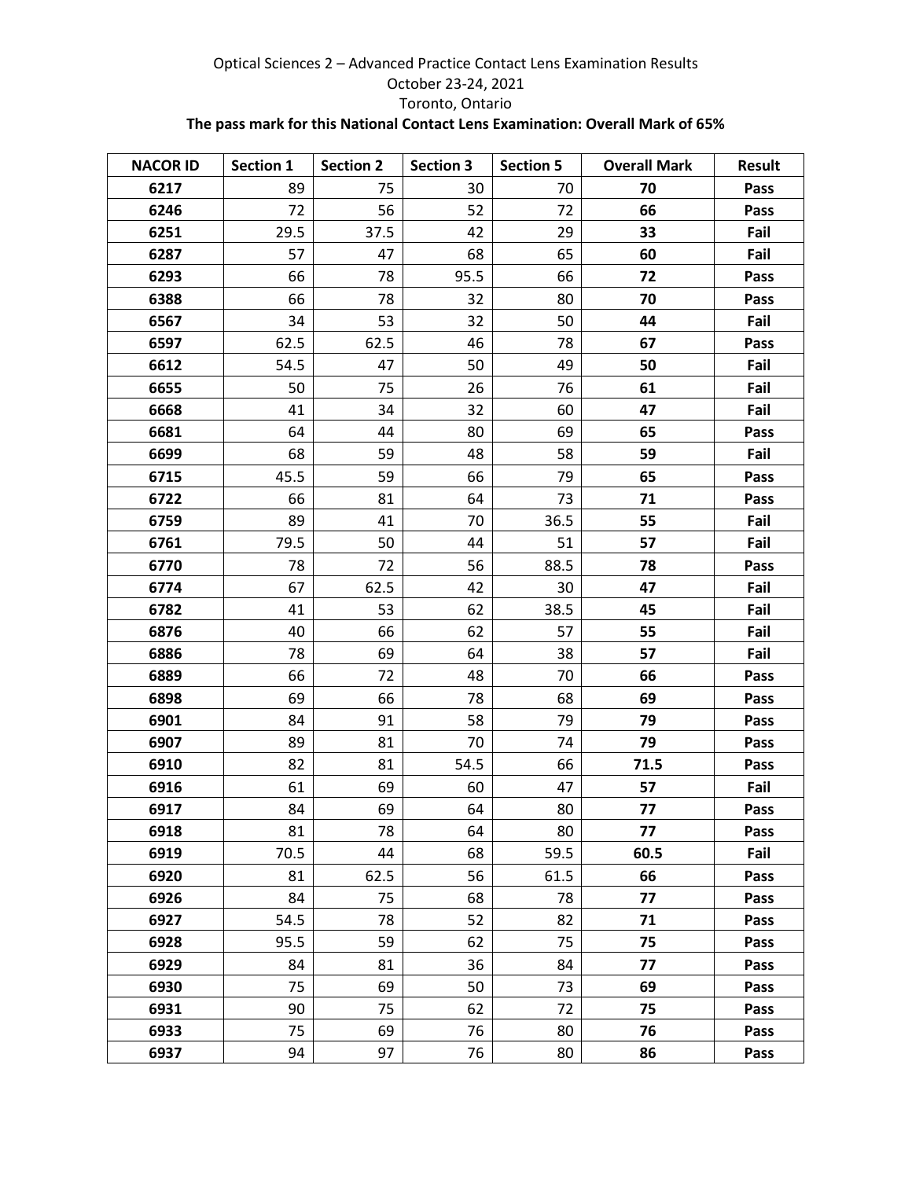Optical Sciences 2 – Advanced Practice Contact Lens Examination Results

October 23-24, 2021

Toronto, Ontario

**The pass mark for this National Contact Lens Examination: Overall Mark of 65%**

| NACOR ID | Section 1 | Section 2 | Section 3 | Section 5 | Overall Mark | Result |
|---|---|---|---|---|---|---|
| **6217** | 89 | 75 | 30 | 70 | **70** | **Pass** |
| **6246** | 72 | 56 | 52 | 72 | **66** | **Pass** |
| **6251** | 29.5 | 37.5 | 42 | 29 | **33** | **Fail** |
| **6287** | 57 | 47 | 68 | 65 | **60** | **Fail** |
| **6293** | 66 | 78 | 95.5 | 66 | **72** | **Pass** |
| **6388** | 66 | 78 | 32 | 80 | **70** | **Pass** |
| **6567** | 34 | 53 | 32 | 50 | **44** | **Fail** |
| **6597** | 62.5 | 62.5 | 46 | 78 | **67** | **Pass** |
| **6612** | 54.5 | 47 | 50 | 49 | **50** | **Fail** |
| **6655** | 50 | 75 | 26 | 76 | **61** | **Fail** |
| **6668** | 41 | 34 | 32 | 60 | **47** | **Fail** |
| **6681** | 64 | 44 | 80 | 69 | **65** | **Pass** |
| **6699** | 68 | 59 | 48 | 58 | **59** | **Fail** |
| **6715** | 45.5 | 59 | 66 | 79 | **65** | **Pass** |
| **6722** | 66 | 81 | 64 | 73 | **71** | **Pass** |
| **6759** | 89 | 41 | 70 | 36.5 | **55** | **Fail** |
| **6761** | 79.5 | 50 | 44 | 51 | **57** | **Fail** |
| **6770** | 78 | 72 | 56 | 88.5 | **78** | **Pass** |
| **6774** | 67 | 62.5 | 42 | 30 | **47** | **Fail** |
| **6782** | 41 | 53 | 62 | 38.5 | **45** | **Fail** |
| **6876** | 40 | 66 | 62 | 57 | **55** | **Fail** |
| **6886** | 78 | 69 | 64 | 38 | **57** | **Fail** |
| **6889** | 66 | 72 | 48 | 70 | **66** | **Pass** |
| **6898** | 69 | 66 | 78 | 68 | **69** | **Pass** |
| **6901** | 84 | 91 | 58 | 79 | **79** | **Pass** |
| **6907** | 89 | 81 | 70 | 74 | **79** | **Pass** |
| **6910** | 82 | 81 | 54.5 | 66 | **71.5** | **Pass** |
| **6916** | 61 | 69 | 60 | 47 | **57** | **Fail** |
| **6917** | 84 | 69 | 64 | 80 | **77** | **Pass** |
| **6918** | 81 | 78 | 64 | 80 | **77** | **Pass** |
| **6919** | 70.5 | 44 | 68 | 59.5 | **60.5** | **Fail** |
| **6920** | 81 | 62.5 | 56 | 61.5 | **66** | **Pass** |
| **6926** | 84 | 75 | 68 | 78 | **77** | **Pass** |
| **6927** | 54.5 | 78 | 52 | 82 | **71** | **Pass** |
| **6928** | 95.5 | 59 | 62 | 75 | **75** | **Pass** |
| **6929** | 84 | 81 | 36 | 84 | **77** | **Pass** |
| **6930** | 75 | 69 | 50 | 73 | **69** | **Pass** |
| **6931** | 90 | 75 | 62 | 72 | **75** | **Pass** |
| **6933** | 75 | 69 | 76 | 80 | **76** | **Pass** |
| **6937** | 94 | 97 | 76 | 80 | **86** | **Pass** |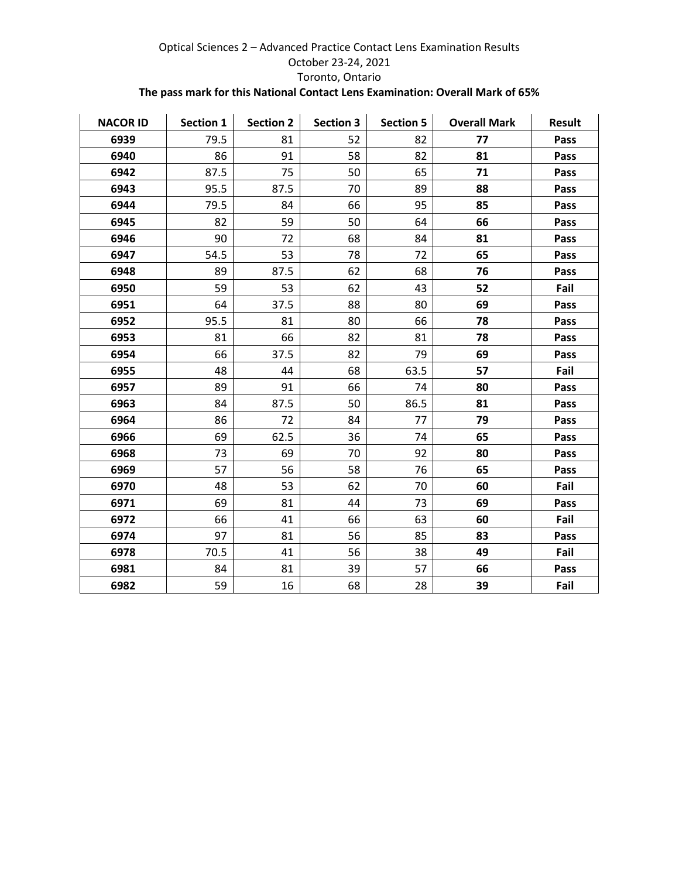Optical Sciences 2 – Advanced Practice Contact Lens Examination Results

October 23-24, 2021

Toronto, Ontario

**The pass mark for this National Contact Lens Examination: Overall Mark of 65%**

| NACOR ID | Section 1 | Section 2 | Section 3 | Section 5 | Overall Mark | Result |
|---|---|---|---|---|---|---|
| **6939** | 79.5 | 81 | 52 | 82 | **77** | **Pass** |
| **6940** | 86 | 91 | 58 | 82 | **81** | **Pass** |
| **6942** | 87.5 | 75 | 50 | 65 | **71** | **Pass** |
| **6943** | 95.5 | 87.5 | 70 | 89 | **88** | **Pass** |
| **6944** | 79.5 | 84 | 66 | 95 | **85** | **Pass** |
| **6945** | 82 | 59 | 50 | 64 | **66** | **Pass** |
| **6946** | 90 | 72 | 68 | 84 | **81** | **Pass** |
| **6947** | 54.5 | 53 | 78 | 72 | **65** | **Pass** |
| **6948** | 89 | 87.5 | 62 | 68 | **76** | **Pass** |
| **6950** | 59 | 53 | 62 | 43 | **52** | **Fail** |
| **6951** | 64 | 37.5 | 88 | 80 | **69** | **Pass** |
| **6952** | 95.5 | 81 | 80 | 66 | **78** | **Pass** |
| **6953** | 81 | 66 | 82 | 81 | **78** | **Pass** |
| **6954** | 66 | 37.5 | 82 | 79 | **69** | **Pass** |
| **6955** | 48 | 44 | 68 | 63.5 | **57** | **Fail** |
| **6957** | 89 | 91 | 66 | 74 | **80** | **Pass** |
| **6963** | 84 | 87.5 | 50 | 86.5 | **81** | **Pass** |
| **6964** | 86 | 72 | 84 | 77 | **79** | **Pass** |
| **6966** | 69 | 62.5 | 36 | 74 | **65** | **Pass** |
| **6968** | 73 | 69 | 70 | 92 | **80** | **Pass** |
| **6969** | 57 | 56 | 58 | 76 | **65** | **Pass** |
| **6970** | 48 | 53 | 62 | 70 | **60** | **Fail** |
| **6971** | 69 | 81 | 44 | 73 | **69** | **Pass** |
| **6972** | 66 | 41 | 66 | 63 | **60** | **Fail** |
| **6974** | 97 | 81 | 56 | 85 | **83** | **Pass** |
| **6978** | 70.5 | 41 | 56 | 38 | **49** | **Fail** |
| **6981** | 84 | 81 | 39 | 57 | **66** | **Pass** |
| **6982** | 59 | 16 | 68 | 28 | **39** | **Fail** |